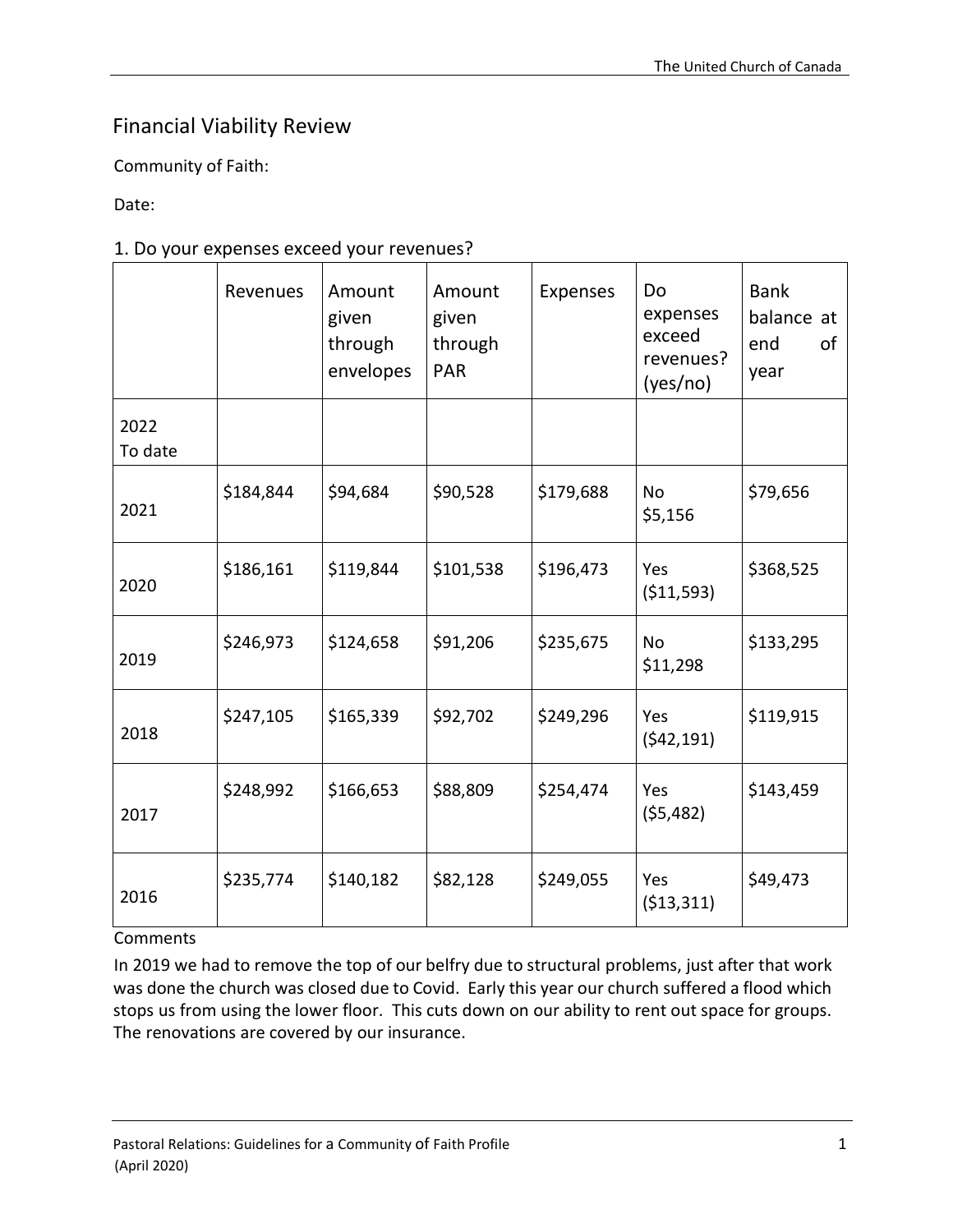# Financial Viability Review

Community of Faith:

Date:

## 1. Do your expenses exceed your revenues?

| | Revenues | Amount given through envelopes | Amount given through PAR | Expenses | Do expenses exceed revenues? (yes/no) | Bank balance at end of year |
|---|---|---|---|---|---|---|
| 2022 To date | | | | | | |
| 2021 | $184,844 | $94,684 | $90,528 | $179,688 | No $5,156 | $79,656 |
| 2020 | $186,161 | $119,844 | $101,538 | $196,473 | Yes ($11,593) | $368,525 |
| 2019 | $246,973 | $124,658 | $91,206 | $235,675 | No $11,298 | $133,295 |
| 2018 | $247,105 | $165,339 | $92,702 | $249,296 | Yes ($42,191) | $119,915 |
| 2017 | $248,992 | $166,653 | $88,809 | $254,474 | Yes ($5,482) | $143,459 |
| 2016 | $235,774 | $140,182 | $82,128 | $249,055 | Yes ($13,311) | $49,473 |

Comments

In 2019 we had to remove the top of our belfry due to structural problems, just after that work was done the church was closed due to Covid. Early this year our church suffered a flood which stops us from using the lower floor. This cuts down on our ability to rent out space for groups. The renovations are covered by our insurance.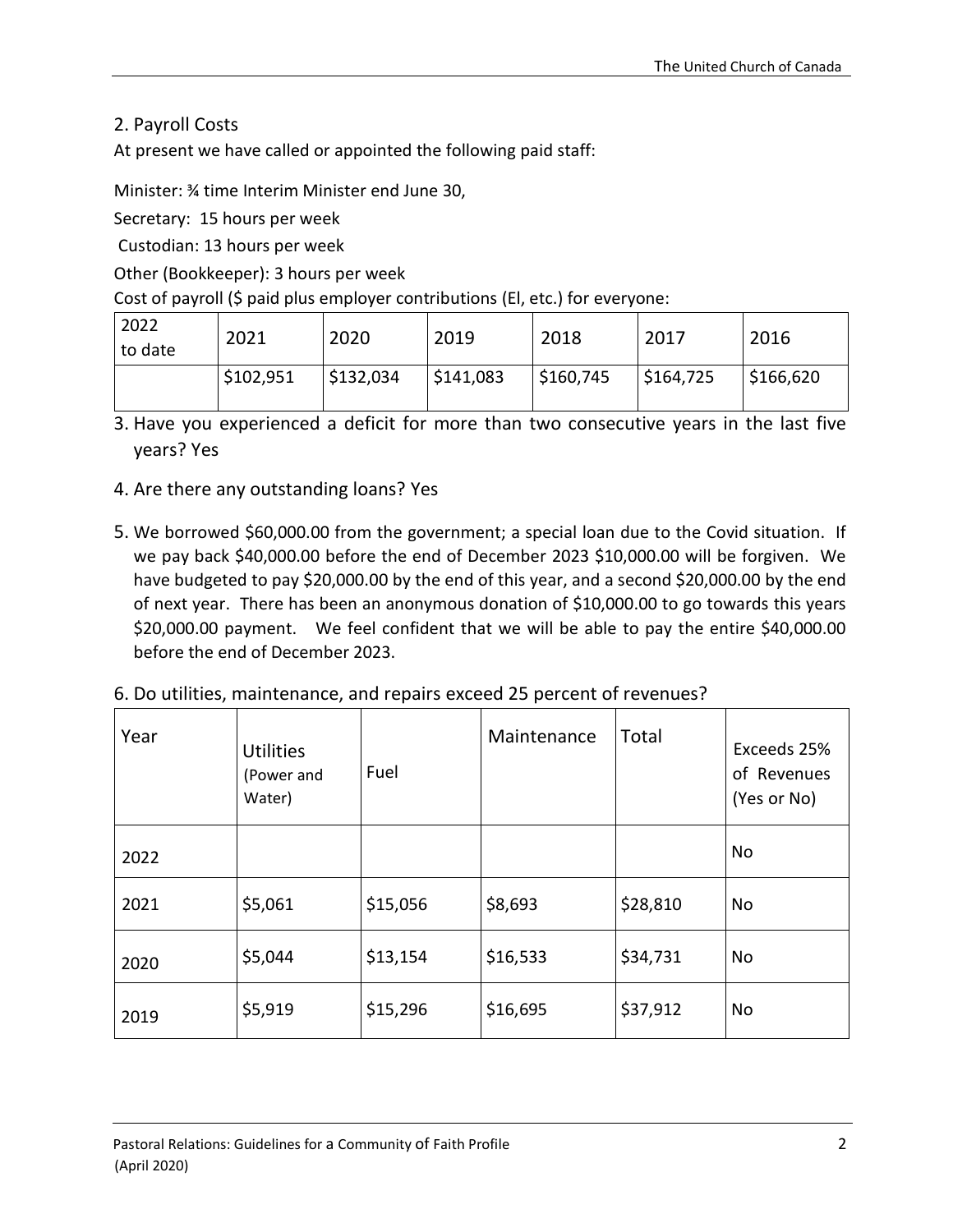## 2. Payroll Costs

At present we have called or appointed the following paid staff:

Minister: ¾ time Interim Minister end June 30,

Secretary: 15 hours per week

Custodian: 13 hours per week

Other (Bookkeeper): 3 hours per week

Cost of payroll ($ paid plus employer contributions (EI, etc.) for everyone:

| 2022 to date | 2021 | 2020 | 2019 | 2018 | 2017 | 2016 |
|---|---|---|---|---|---|---|
| | $102,951 | $132,034 | $141,083 | $160,745 | $164,725 | $166,620 |

3. Have you experienced a deficit for more than two consecutive years in the last five years? Yes

4. Are there any outstanding loans? Yes

5. We borrowed $60,000.00 from the government; a special loan due to the Covid situation. If we pay back $40,000.00 before the end of December 2023 $10,000.00 will be forgiven. We have budgeted to pay $20,000.00 by the end of this year, and a second $20,000.00 by the end of next year. There has been an anonymous donation of $10,000.00 to go towards this years $20,000.00 payment. We feel confident that we will be able to pay the entire $40,000.00 before the end of December 2023.

6. Do utilities, maintenance, and repairs exceed 25 percent of revenues?

| Year | Utilities (Power and Water) | Fuel | Maintenance | Total | Exceeds 25% of Revenues (Yes or No) |
|---|---|---|---|---|---|
| 2022 | | | | | No |
| 2021 | $5,061 | $15,056 | $8,693 | $28,810 | No |
| 2020 | $5,044 | $13,154 | $16,533 | $34,731 | No |
| 2019 | $5,919 | $15,296 | $16,695 | $37,912 | No |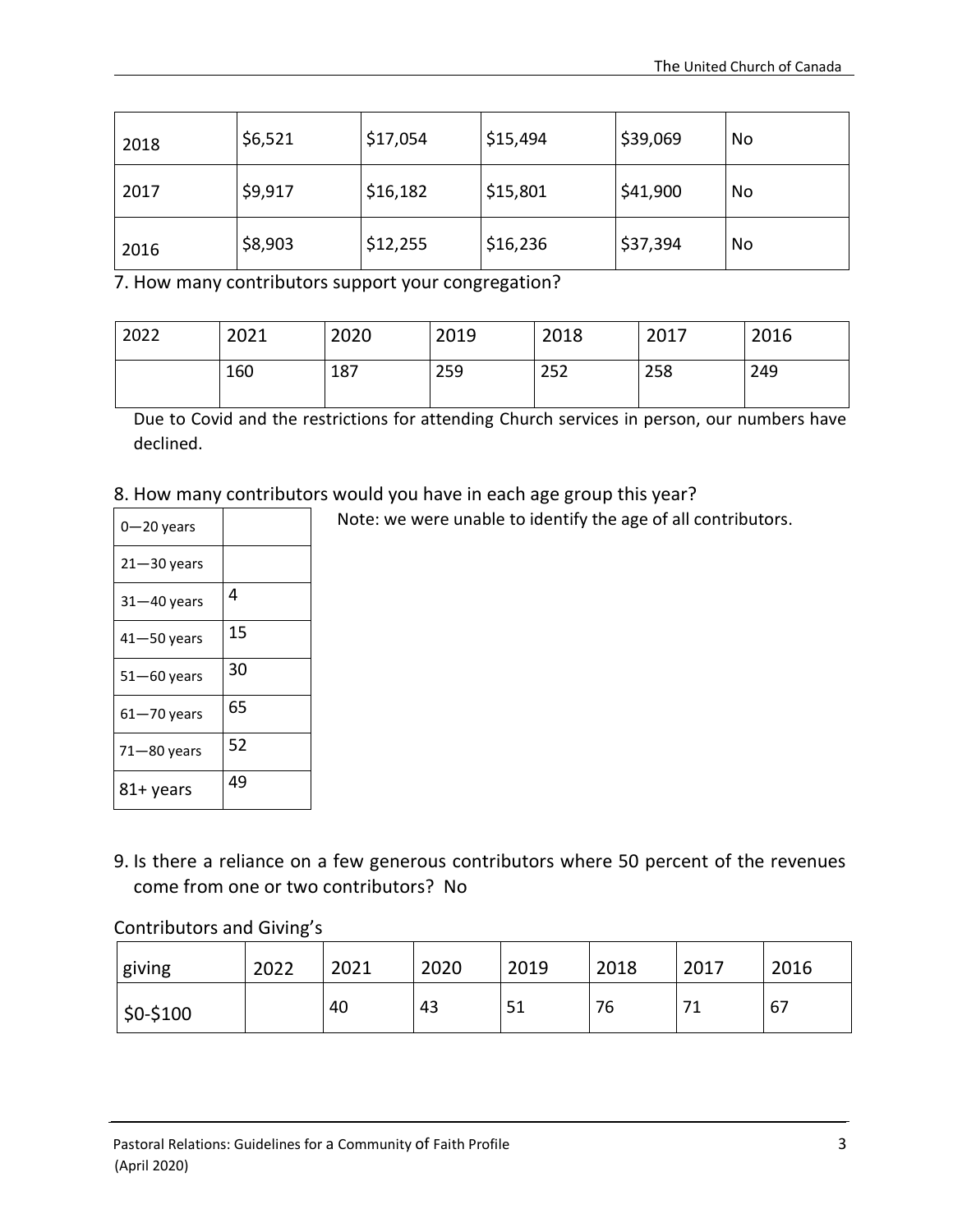| 2018 | \$6,521 | \$17,054 | \$15,494 | \$39,069 | No |
|---|---|---|---|---|---|
| 2017 | \$9,917 | \$16,182 | \$15,801 | \$41,900 | No |
| 2016 | \$8,903 | \$12,255 | \$16,236 | \$37,394 | No |

7. How many contributors support your congregation?

| 2022 | 2021 | 2020 | 2019 | 2018 | 2017 | 2016 |
|---|---|---|---|---|---|---|
| | 160 | 187 | 259 | 252 | 258 | 249 |

Due to Covid and the restrictions for attending Church services in person, our numbers have declined.

8. How many contributors would you have in each age group this year?

Note: we were unable to identify the age of all contributors.

| 0—20 years | |
|---|---|
| 21—30 years | |
| 31—40 years | 4 |
| 41—50 years | 15 |
| 51—60 years | 30 |
| 61—70 years | 65 |
| 71—80 years | 52 |
| 81+ years | 49 |

9. Is there a reliance on a few generous contributors where 50 percent of the revenues come from one or two contributors? No

Contributors and Giving's

| giving | 2022 | 2021 | 2020 | 2019 | 2018 | 2017 | 2016 |
|---|---|---|---|---|---|---|---|
| \$0-\$100 | | 40 | 43 | 51 | 76 | 71 | 67 |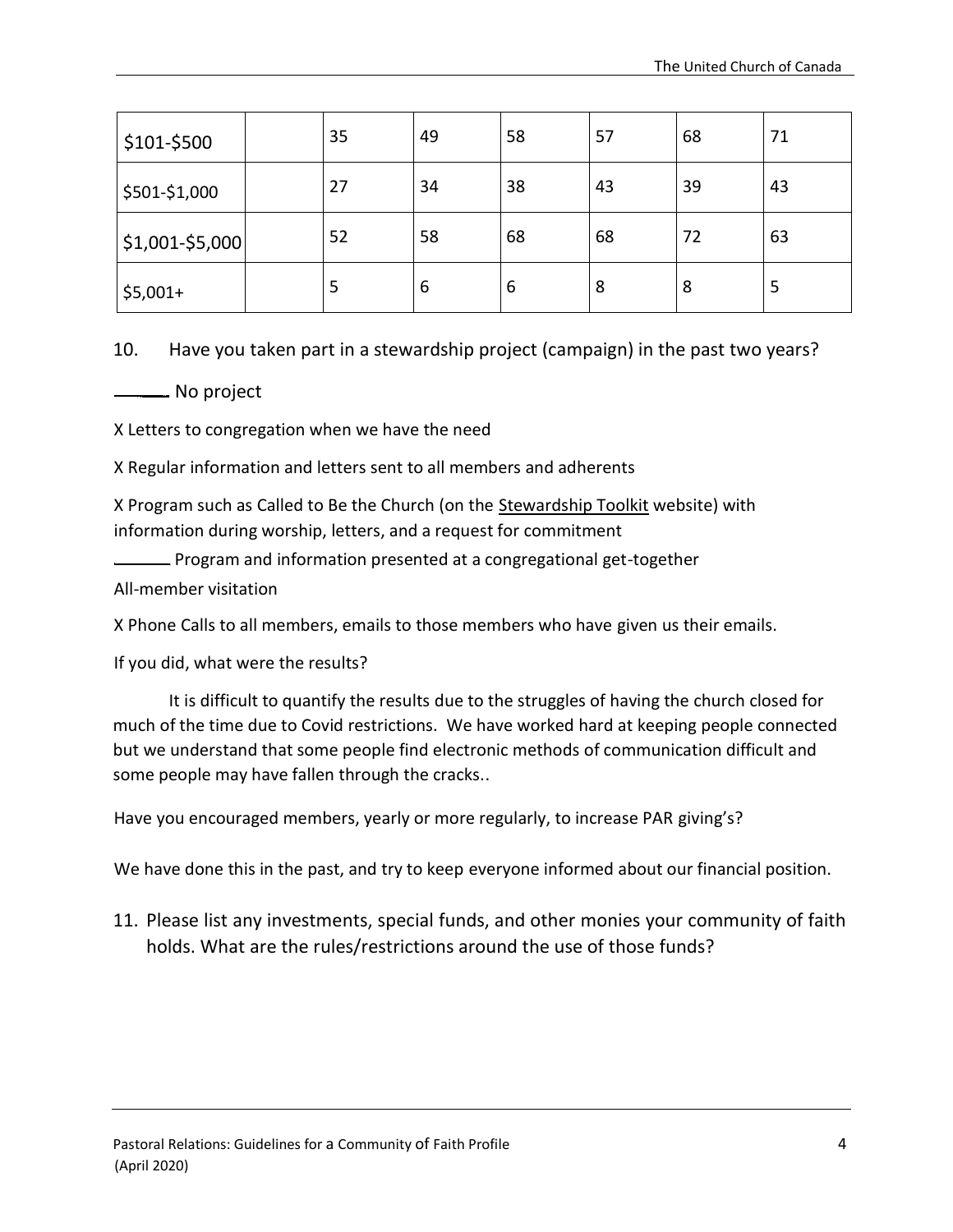| $101-$500 | | 35 | 49 | 58 | 57 | 68 | 71 |
|---|---|---|---|---|---|---|---|
| $501-$1,000 | | 27 | 34 | 38 | 43 | 39 | 43 |
| $1,001-$5,000 | | 52 | 58 | 68 | 68 | 72 | 63 |
| $5,001+ | | 5 | 6 | 6 | 8 | 8 | 5 |

10. Have you taken part in a stewardship project (campaign) in the past two years?

_______ No project

X Letters to congregation when we have the need

X Regular information and letters sent to all members and adherents

X Program such as Called to Be the Church (on the Stewardship Toolkit website) with information during worship, letters, and a request for commitment

_______ Program and information presented at a congregational get-together

All-member visitation

X Phone Calls to all members, emails to those members who have given us their emails.

If you did, what were the results?

It is difficult to quantify the results due to the struggles of having the church closed for much of the time due to Covid restrictions. We have worked hard at keeping people connected but we understand that some people find electronic methods of communication difficult and some people may have fallen through the cracks..

Have you encouraged members, yearly or more regularly, to increase PAR giving's?

We have done this in the past, and try to keep everyone informed about our financial position.

11. Please list any investments, special funds, and other monies your community of faith holds. What are the rules/restrictions around the use of those funds?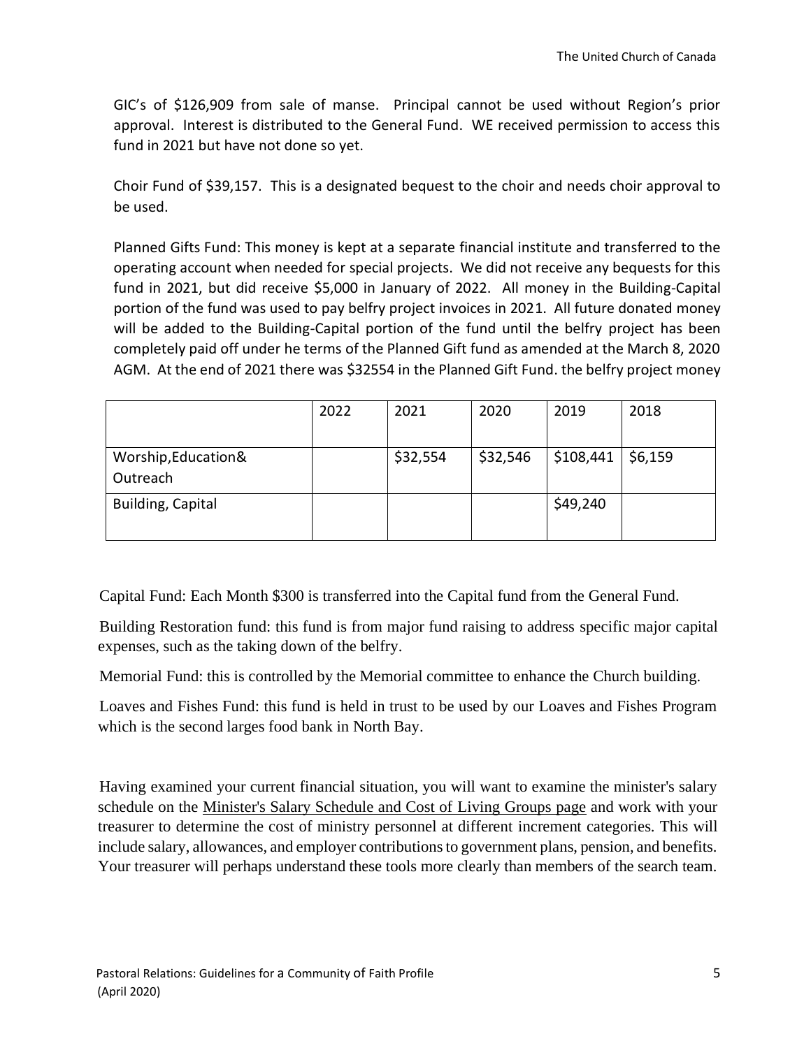GIC's of $126,909 from sale of manse. Principal cannot be used without Region's prior approval. Interest is distributed to the General Fund. WE received permission to access this fund in 2021 but have not done so yet.

Choir Fund of $39,157. This is a designated bequest to the choir and needs choir approval to be used.

Planned Gifts Fund: This money is kept at a separate financial institute and transferred to the operating account when needed for special projects. We did not receive any bequests for this fund in 2021, but did receive $5,000 in January of 2022. All money in the Building-Capital portion of the fund was used to pay belfry project invoices in 2021. All future donated money will be added to the Building-Capital portion of the fund until the belfry project has been completely paid off under he terms of the Planned Gift fund as amended at the March 8, 2020 AGM. At the end of 2021 there was $32554 in the Planned Gift Fund. the belfry project money

| | 2022 | 2021 | 2020 | 2019 | 2018 |
|---|---|---|---|---|---|
| Worship,Education& Outreach | | $32,554 | $32,546 | $108,441 | $6,159 |
| Building, Capital | | | | $49,240 | |

Capital Fund: Each Month $300 is transferred into the Capital fund from the General Fund.

Building Restoration fund: this fund is from major fund raising to address specific major capital expenses, such as the taking down of the belfry.

Memorial Fund: this is controlled by the Memorial committee to enhance the Church building.

Loaves and Fishes Fund: this fund is held in trust to be used by our Loaves and Fishes Program which is the second larges food bank in North Bay.

Having examined your current financial situation, you will want to examine the minister's salary schedule on the Minister's Salary Schedule and Cost of Living Groups page and work with your treasurer to determine the cost of ministry personnel at different increment categories. This will include salary, allowances, and employer contributions to government plans, pension, and benefits. Your treasurer will perhaps understand these tools more clearly than members of the search team.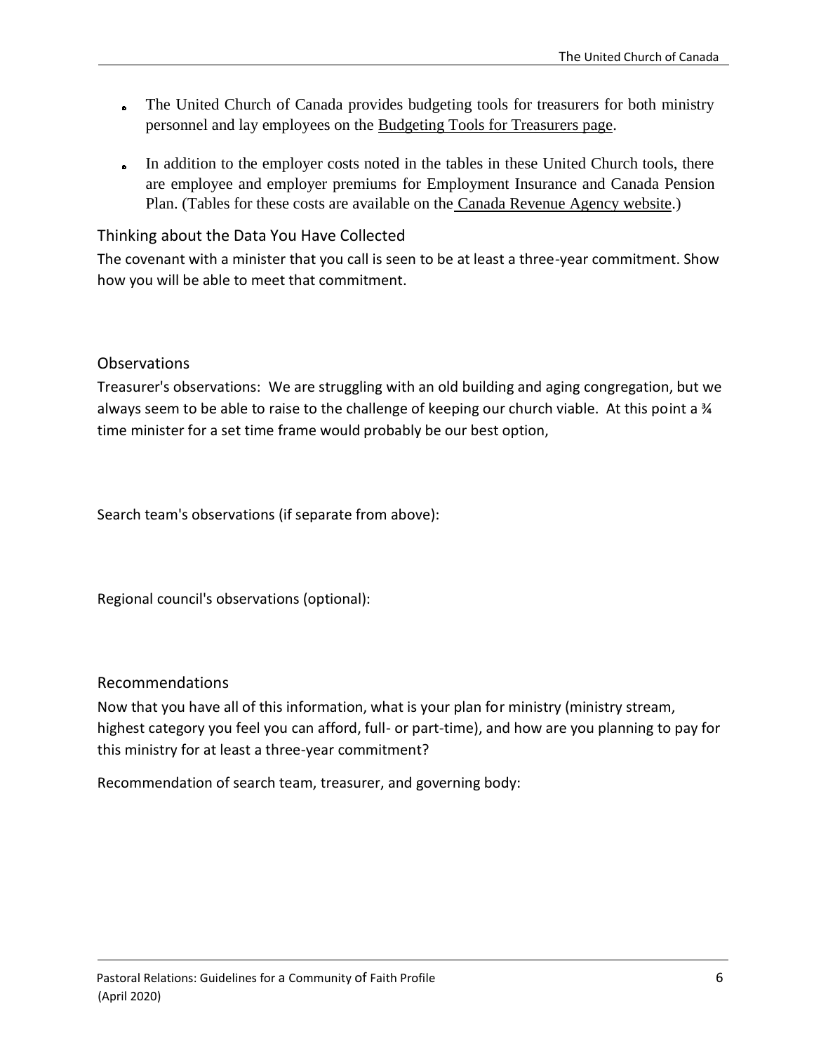- The United Church of Canada provides budgeting tools for treasurers for both ministry personnel and lay employees on the Budgeting Tools for Treasurers page.
- In addition to the employer costs noted in the tables in these United Church tools, there are employee and employer premiums for Employment Insurance and Canada Pension Plan. (Tables for these costs are available on the Canada Revenue Agency website.)

## Thinking about the Data You Have Collected

The covenant with a minister that you call is seen to be at least a three-year commitment. Show how you will be able to meet that commitment.

## Observations

Treasurer's observations: We are struggling with an old building and aging congregation, but we always seem to be able to raise to the challenge of keeping our church viable. At this point a ¾ time minister for a set time frame would probably be our best option,

Search team's observations (if separate from above):

Regional council's observations (optional):

## Recommendations

Now that you have all of this information, what is your plan for ministry (ministry stream, highest category you feel you can afford, full- or part-time), and how are you planning to pay for this ministry for at least a three-year commitment?

Recommendation of search team, treasurer, and governing body: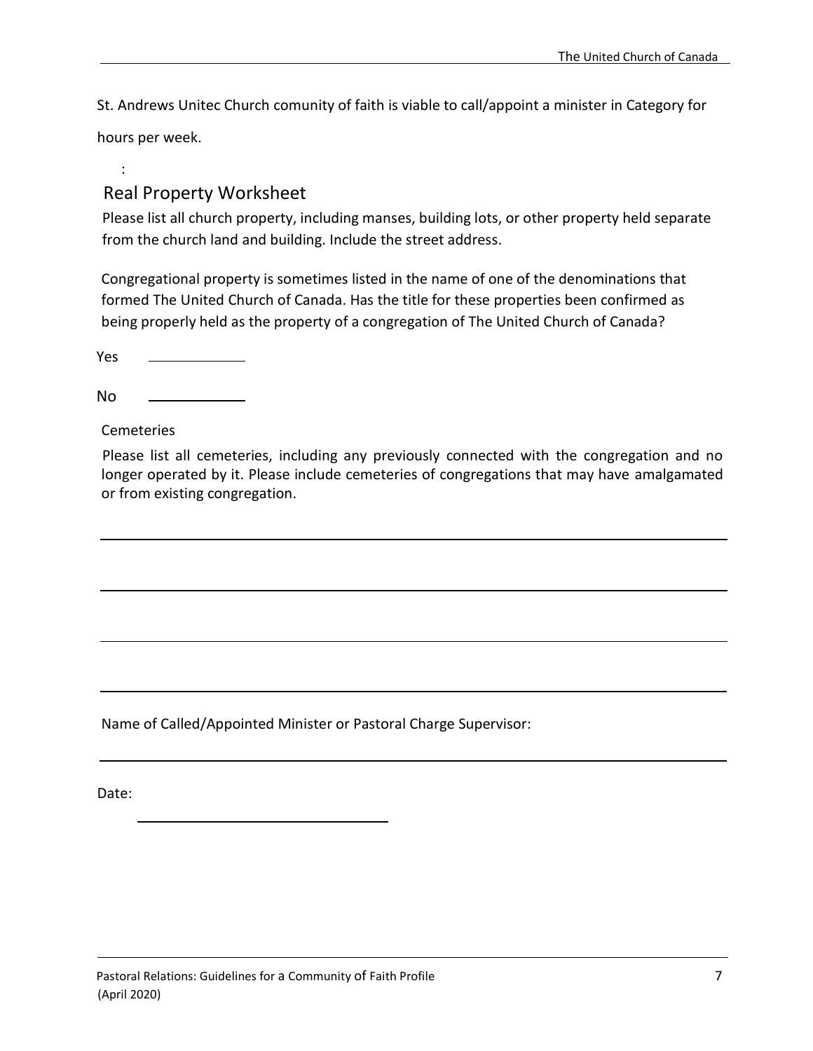St. Andrews Unitec Church comunity of faith is viable to call/appoint a minister in Category for

hours per week.

:

## Real Property Worksheet

Please list all church property, including manses, building lots, or other property held separate from the church land and building. Include the street address.

Congregational property is sometimes listed in the name of one of the denominations that formed The United Church of Canada. Has the title for these properties been confirmed as being properly held as the property of a congregation of The United Church of Canada?

Yes \_\_\_\_\_\_\_\_\_\_

No \_\_\_\_\_\_\_\_\_\_

Cemeteries

Please list all cemeteries, including any previously connected with the congregation and no longer operated by it. Please include cemeteries of congregations that may have amalgamated or from existing congregation.

\_\_\_\_\_\_\_\_\_\_\_\_\_\_\_\_\_\_\_\_\_\_\_\_\_\_\_\_\_\_\_\_\_\_\_\_\_\_\_\_\_\_\_\_\_\_\_\_\_\_\_\_\_\_\_\_\_\_\_\_

\_\_\_\_\_\_\_\_\_\_\_\_\_\_\_\_\_\_\_\_\_\_\_\_\_\_\_\_\_\_\_\_\_\_\_\_\_\_\_\_\_\_\_\_\_\_\_\_\_\_\_\_\_\_\_\_\_\_\_\_

\_\_\_\_\_\_\_\_\_\_\_\_\_\_\_\_\_\_\_\_\_\_\_\_\_\_\_\_\_\_\_\_\_\_\_\_\_\_\_\_\_\_\_\_\_\_\_\_\_\_\_\_\_\_\_\_\_\_\_\_

\_\_\_\_\_\_\_\_\_\_\_\_\_\_\_\_\_\_\_\_\_\_\_\_\_\_\_\_\_\_\_\_\_\_\_\_\_\_\_\_\_\_\_\_\_\_\_\_\_\_\_\_\_\_\_\_\_\_\_\_

Name of Called/Appointed Minister or Pastoral Charge Supervisor:

\_\_\_\_\_\_\_\_\_\_\_\_\_\_\_\_\_\_\_\_\_\_\_\_\_\_\_\_\_\_\_\_\_\_\_\_\_\_\_\_\_\_\_\_\_\_\_\_\_\_\_\_\_\_\_\_\_\_\_\_

Date:

\_\_\_\_\_\_\_\_\_\_\_\_\_\_\_\_\_\_\_\_\_\_\_\_